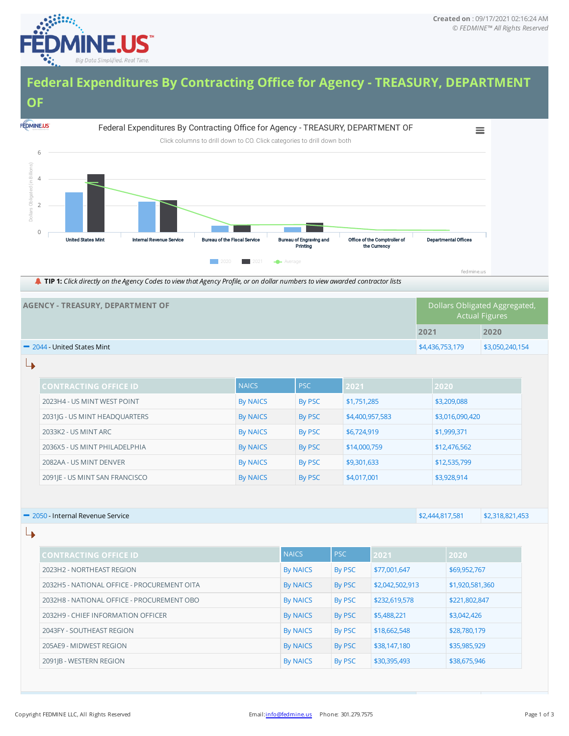Created on : 09/17/2021 02:16:24 AM
© FEDMINE™ All Rights Reserved

# Federal Expenditures By Contracting Office for Agency - TREASURY, DEPARTMENT OF

Federal Expenditures By Contracting Office for Agency - TREASURY, DEPARTMENT OF

Click columns to drill down to CO. Click categories to drill down both

Dollars Obligated (in Billions)

United States Mint | Internal Revenue Service | Bureau of the Fiscal Service | Bureau of Engraving and Printing | Office of the Comptroller of the Currency | Departmental Offices

2020 | 2021 | Average

fedmine.us

**TIP 1:** *Click directly on the Agency Codes to view that Agency Profile, or on dollar numbers to view awarded contractor lists*

| AGENCY - TREASURY, DEPARTMENT OF | Dollars Obligated Aggregated, Actual Figures | |
|---|---|---|
| | 2021 | 2020 |
| 2044 - United States Mint | $4,436,753,179 | $3,050,240,154 |

| CONTRACTING OFFICE ID | NAICS | PSC | 2021 | 2020 |
|---|---|---|---|---|
| 2023H4 - US MINT WEST POINT | By NAICS | By PSC | $1,751,285 | $3,209,088 |
| 2031JG - US MINT HEADQUARTERS | By NAICS | By PSC | $4,400,957,583 | $3,016,090,420 |
| 2033K2 - US MINT ARC | By NAICS | By PSC | $6,724,919 | $1,999,371 |
| 2036X5 - US MINT PHILADELPHIA | By NAICS | By PSC | $14,000,759 | $12,476,562 |
| 2082AA - US MINT DENVER | By NAICS | By PSC | $9,301,633 | $12,535,799 |
| 2091JE - US MINT SAN FRANCISCO | By NAICS | By PSC | $4,017,001 | $3,928,914 |

| AGENCY | 2021 | 2020 |
|---|---|---|
| 2050 - Internal Revenue Service | $2,444,817,581 | $2,318,821,453 |

| CONTRACTING OFFICE ID | NAICS | PSC | 2021 | 2020 |
|---|---|---|---|---|
| 2023H2 - NORTHEAST REGION | By NAICS | By PSC | $77,001,647 | $69,952,767 |
| 2032H5 - NATIONAL OFFICE - PROCUREMENT OITA | By NAICS | By PSC | $2,042,502,913 | $1,920,581,360 |
| 2032H8 - NATIONAL OFFICE - PROCUREMENT OBO | By NAICS | By PSC | $232,619,578 | $221,802,847 |
| 2032H9 - CHIEF INFORMATION OFFICER | By NAICS | By PSC | $5,488,221 | $3,042,426 |
| 2043FY - SOUTHEAST REGION | By NAICS | By PSC | $18,662,548 | $28,780,179 |
| 205AE9 - MIDWEST REGION | By NAICS | By PSC | $38,147,180 | $35,985,929 |
| 2091JB - WESTERN REGION | By NAICS | By PSC | $30,395,493 | $38,675,946 |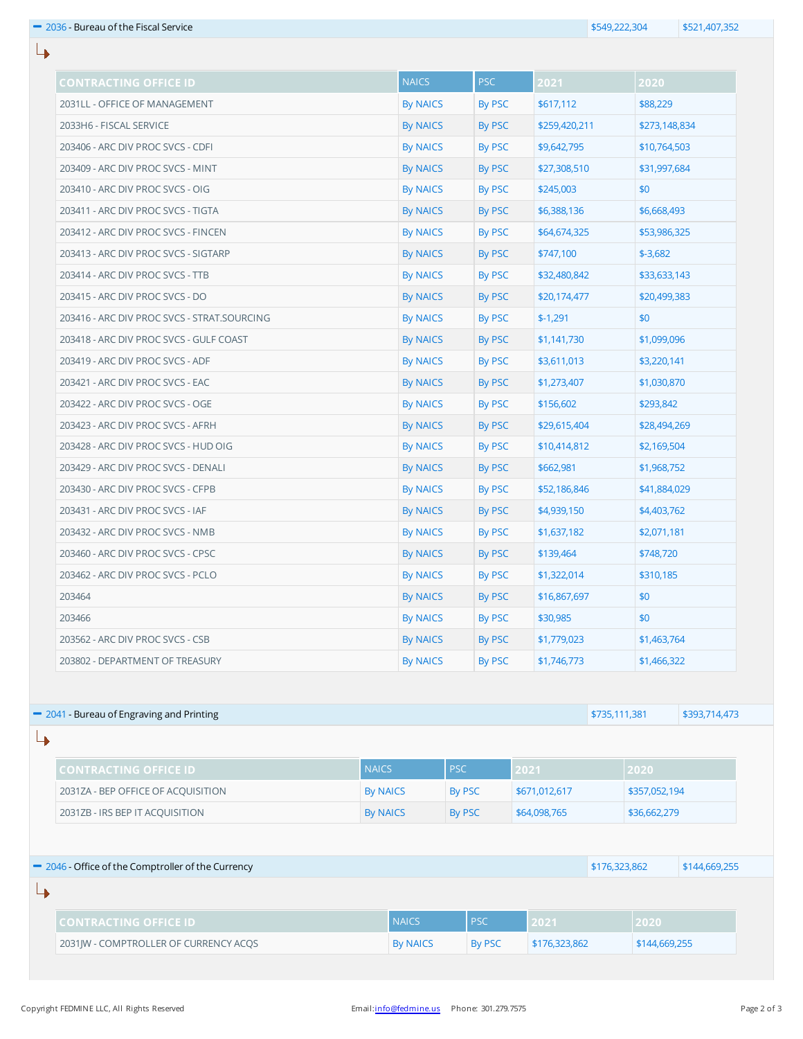**− 2036 - Bureau of the Fiscal Service** | $549,222,304 | $521,407,352

| CONTRACTING OFFICE ID | NAICS | PSC | 2021 | 2020 |
|---|---|---|---|---|
| 2031LL - OFFICE OF MANAGEMENT | By NAICS | By PSC | $617,112 | $88,229 |
| 2033H6 - FISCAL SERVICE | By NAICS | By PSC | $259,420,211 | $273,148,834 |
| 203406 - ARC DIV PROC SVCS - CDFI | By NAICS | By PSC | $9,642,795 | $10,764,503 |
| 203409 - ARC DIV PROC SVCS - MINT | By NAICS | By PSC | $27,308,510 | $31,997,684 |
| 203410 - ARC DIV PROC SVCS - OIG | By NAICS | By PSC | $245,003 | $0 |
| 203411 - ARC DIV PROC SVCS - TIGTA | By NAICS | By PSC | $6,388,136 | $6,668,493 |
| 203412 - ARC DIV PROC SVCS - FINCEN | By NAICS | By PSC | $64,674,325 | $53,986,325 |
| 203413 - ARC DIV PROC SVCS - SIGTARP | By NAICS | By PSC | $747,100 | $-3,682 |
| 203414 - ARC DIV PROC SVCS - TTB | By NAICS | By PSC | $32,480,842 | $33,633,143 |
| 203415 - ARC DIV PROC SVCS - DO | By NAICS | By PSC | $20,174,477 | $20,499,383 |
| 203416 - ARC DIV PROC SVCS - STRAT.SOURCING | By NAICS | By PSC | $-1,291 | $0 |
| 203418 - ARC DIV PROC SVCS - GULF COAST | By NAICS | By PSC | $1,141,730 | $1,099,096 |
| 203419 - ARC DIV PROC SVCS - ADF | By NAICS | By PSC | $3,611,013 | $3,220,141 |
| 203421 - ARC DIV PROC SVCS - EAC | By NAICS | By PSC | $1,273,407 | $1,030,870 |
| 203422 - ARC DIV PROC SVCS - OGE | By NAICS | By PSC | $156,602 | $293,842 |
| 203423 - ARC DIV PROC SVCS - AFRH | By NAICS | By PSC | $29,615,404 | $28,494,269 |
| 203428 - ARC DIV PROC SVCS - HUD OIG | By NAICS | By PSC | $10,414,812 | $2,169,504 |
| 203429 - ARC DIV PROC SVCS - DENALI | By NAICS | By PSC | $662,981 | $1,968,752 |
| 203430 - ARC DIV PROC SVCS - CFPB | By NAICS | By PSC | $52,186,846 | $41,884,029 |
| 203431 - ARC DIV PROC SVCS - IAF | By NAICS | By PSC | $4,939,150 | $4,403,762 |
| 203432 - ARC DIV PROC SVCS - NMB | By NAICS | By PSC | $1,637,182 | $2,071,181 |
| 203460 - ARC DIV PROC SVCS - CPSC | By NAICS | By PSC | $139,464 | $748,720 |
| 203462 - ARC DIV PROC SVCS - PCLO | By NAICS | By PSC | $1,322,014 | $310,185 |
| 203464 | By NAICS | By PSC | $16,867,697 | $0 |
| 203466 | By NAICS | By PSC | $30,985 | $0 |
| 203562 - ARC DIV PROC SVCS - CSB | By NAICS | By PSC | $1,779,023 | $1,463,764 |
| 203802 - DEPARTMENT OF TREASURY | By NAICS | By PSC | $1,746,773 | $1,466,322 |

**− 2041 - Bureau of Engraving and Printing** | $735,111,381 | $393,714,473

| CONTRACTING OFFICE ID | NAICS | PSC | 2021 | 2020 |
|---|---|---|---|---|
| 2031ZA - BEP OFFICE OF ACQUISITION | By NAICS | By PSC | $671,012,617 | $357,052,194 |
| 2031ZB - IRS BEP IT ACQUISITION | By NAICS | By PSC | $64,098,765 | $36,662,279 |

**− 2046 - Office of the Comptroller of the Currency** | $176,323,862 | $144,669,255

| CONTRACTING OFFICE ID | NAICS | PSC | 2021 | 2020 |
|---|---|---|---|---|
| 2031JW - COMPTROLLER OF CURRENCY ACQS | By NAICS | By PSC | $176,323,862 | $144,669,255 |

Copyright FEDMINE LLC, All Rights Reserved    Email: info@fedmine.us    Phone: 301.279.7575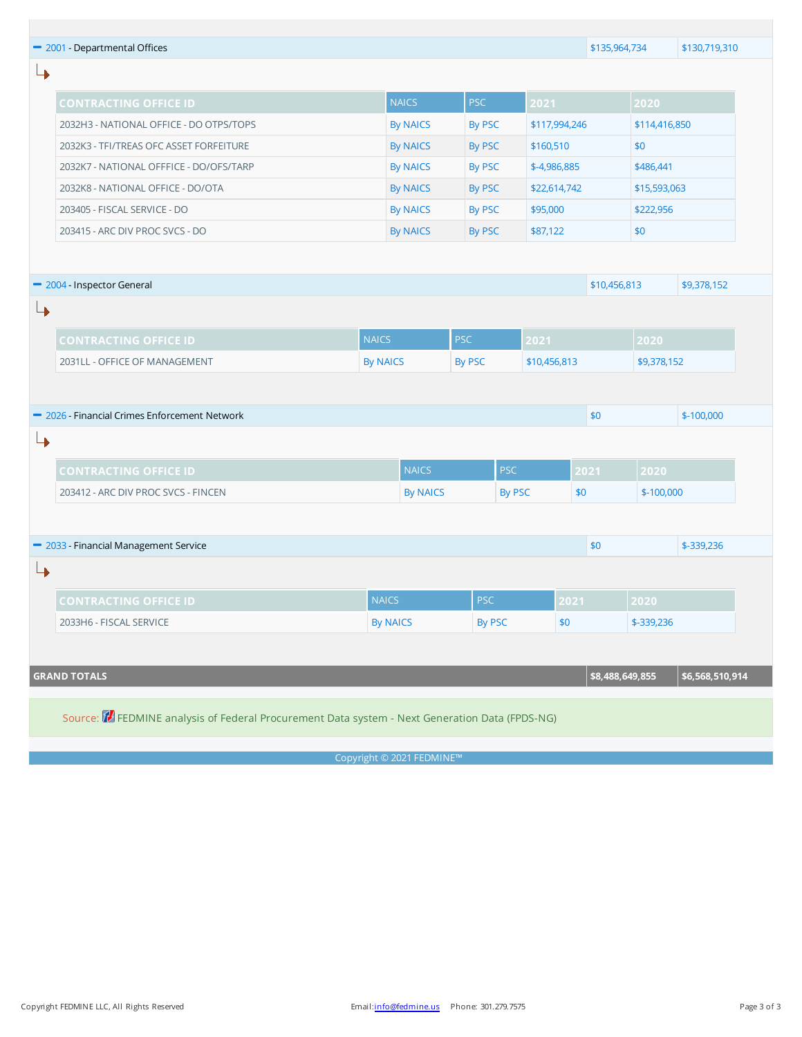**2001** - Departmental Offices | $135,964,734 | $130,719,310

| CONTRACTING OFFICE ID | NAICS | PSC | 2021 | 2020 |
| --- | --- | --- | --- | --- |
| 2032H3 - NATIONAL OFFICE - DO OTPS/TOPS | By NAICS | By PSC | $117,994,246 | $114,416,850 |
| 2032K3 - TFI/TREAS OFC ASSET FORFEITURE | By NAICS | By PSC | $160,510 | $0 |
| 2032K7 - NATIONAL OFFFICE - DO/OFS/TARP | By NAICS | By PSC | $-4,986,885 | $486,441 |
| 2032K8 - NATIONAL OFFICE - DO/OTA | By NAICS | By PSC | $22,614,742 | $15,593,063 |
| 203405 - FISCAL SERVICE - DO | By NAICS | By PSC | $95,000 | $222,956 |
| 203415 - ARC DIV PROC SVCS - DO | By NAICS | By PSC | $87,122 | $0 |

**2004** - Inspector General | $10,456,813 | $9,378,152

| CONTRACTING OFFICE ID | NAICS | PSC | 2021 | 2020 |
| --- | --- | --- | --- | --- |
| 2031LL - OFFICE OF MANAGEMENT | By NAICS | By PSC | $10,456,813 | $9,378,152 |

**2026** - Financial Crimes Enforcement Network | $0 | $-100,000

| CONTRACTING OFFICE ID | NAICS | PSC | 2021 | 2020 |
| --- | --- | --- | --- | --- |
| 203412 - ARC DIV PROC SVCS - FINCEN | By NAICS | By PSC | $0 | $-100,000 |

**2033** - Financial Management Service | $0 | $-339,236

| CONTRACTING OFFICE ID | NAICS | PSC | 2021 | 2020 |
| --- | --- | --- | --- | --- |
| 2033H6 - FISCAL SERVICE | By NAICS | By PSC | $0 | $-339,236 |

| GRAND TOTALS | 2021 | 2020 |
| --- | --- | --- |
| GRAND TOTALS | $8,488,649,855 | $6,568,510,914 |

Source: FEDMINE analysis of Federal Procurement Data system - Next Generation Data (FPDS-NG)

Copyright © 2021 FEDMINE™

Copyright FEDMINE LLC, All Rights Reserved    Email: info@fedmine.us    Phone: 301.279.7575